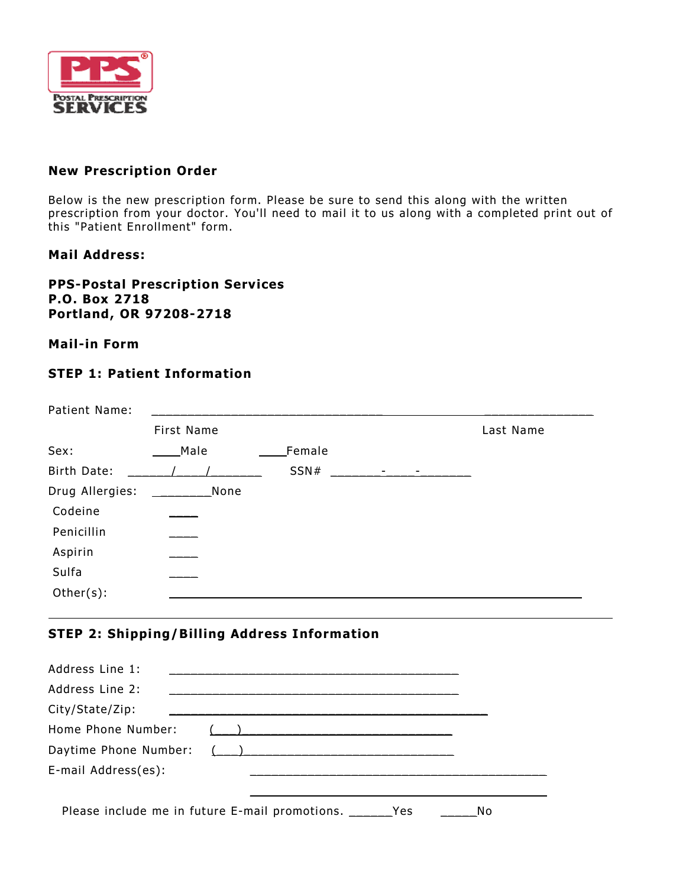PPS® POSTAL PRESCRIPTION SERVICES

**New Prescription Order**

Below is the new prescription form. Please be sure to send this along with the written prescription from your doctor. You'll need to mail it to us along with a completed print out of this "Patient Enrollment" form.

**Mail Address:**

**PPS-Postal Prescription Services**
**P.O. Box 2718**
**Portland, OR 97208-2718**

**Mail-in Form**

**STEP 1: Patient Information**

Patient Name: ________________________________ ________________
First Name Last Name

Sex: ____Male ____Female

Birth Date: ______/____/_______ SSN# _______-____-_______

Drug Allergies: ________None

Codeine ____

Penicillin ____

Aspirin ____

Sulfa ____

Other(s): ______________________________________________________

---

**STEP 2: Shipping/Billing Address Information**

Address Line 1: ________________________________________

Address Line 2: ________________________________________

City/State/Zip: ____________________________________________

Home Phone Number: (___) _____________________________

Daytime Phone Number: (___) _____________________________

E-mail Address(es): _________________________________________

_________________________________________

Please include me in future E-mail promotions. ______Yes _____No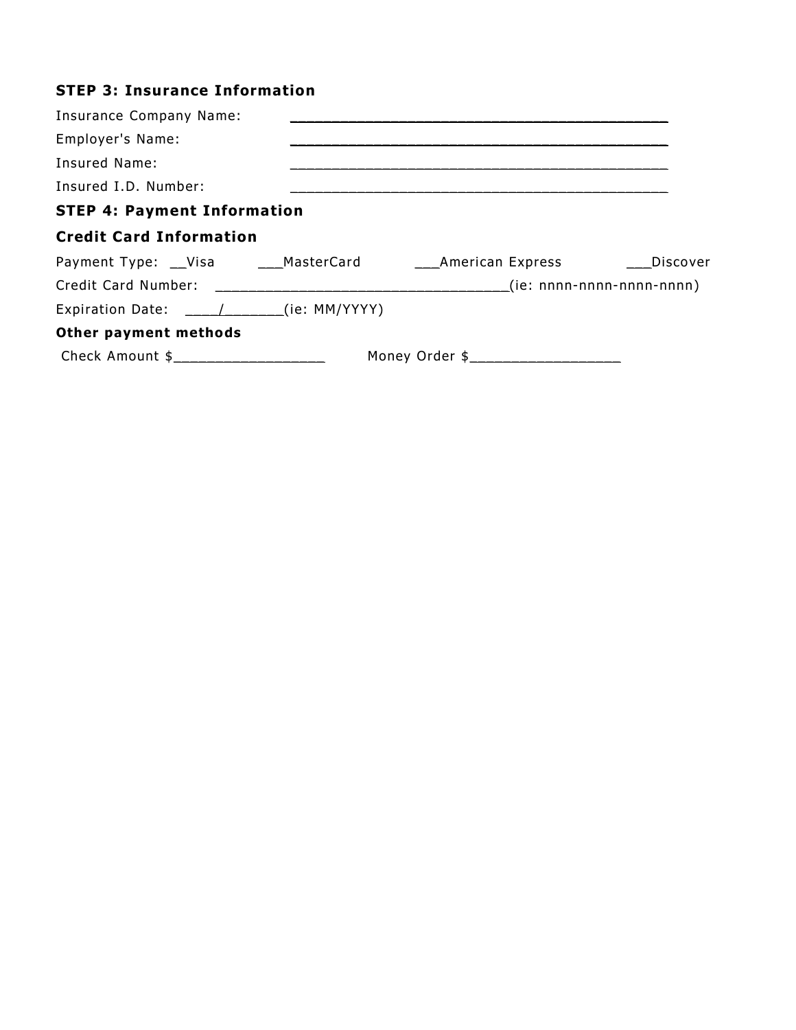## STEP 3: Insurance Information

Insurance Company Name: ______________________________________________

Employer's Name: ______________________________________________

Insured Name: ______________________________________________

Insured I.D. Number: ______________________________________________

## STEP 4: Payment Information

### Credit Card Information

Payment Type: __Visa ___MasterCard ___American Express ___Discover

Credit Card Number: ___________________________________(ie: nnnn-nnnn-nnnn-nnnn)

Expiration Date: ____/_______(ie: MM/YYYY)

**Other payment methods**

Check Amount $__________________ Money Order $__________________